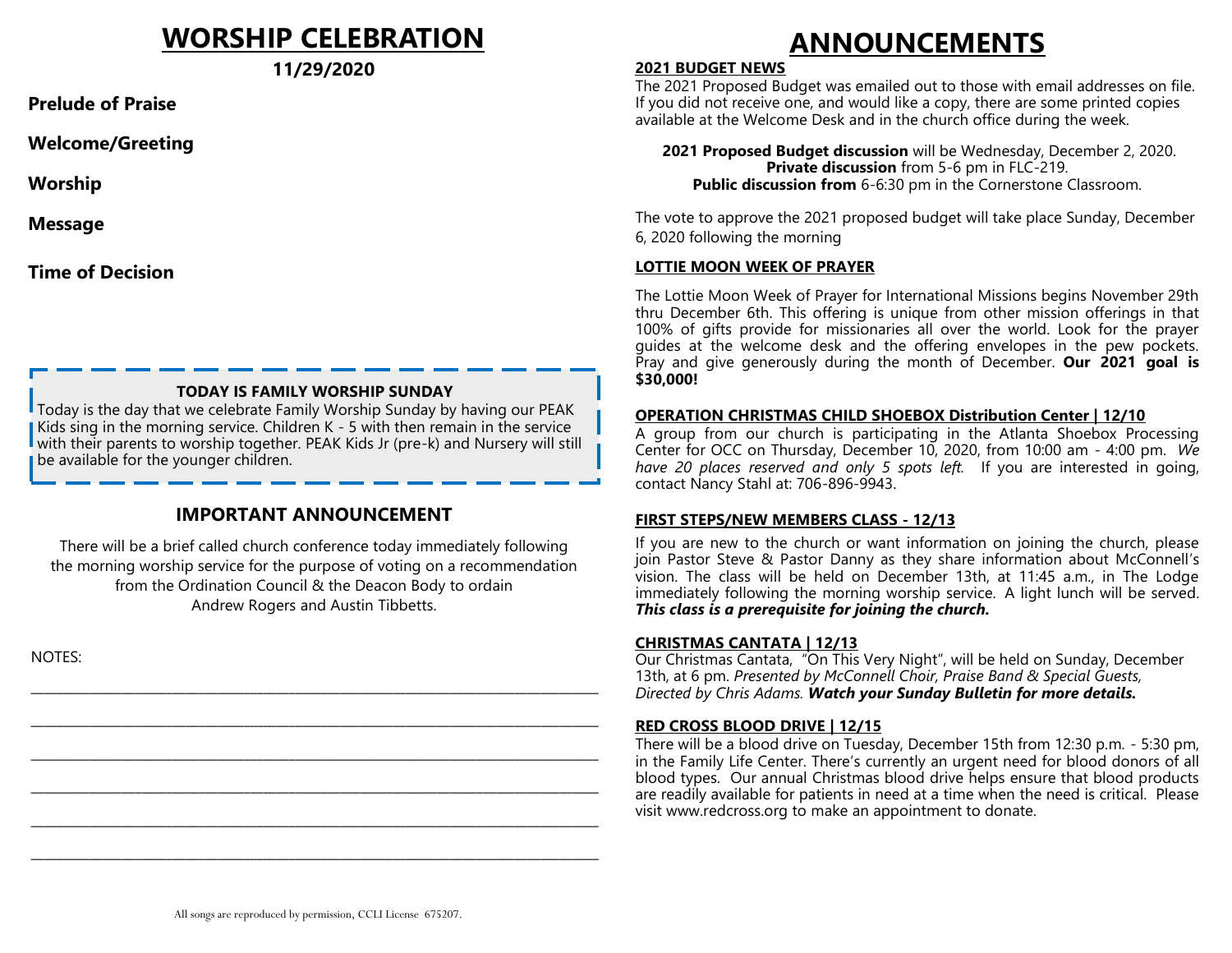# WORSHIP CELEBRATION

**11/29/2020**

**Prelude of Praise**

**Welcome/Greeting**

**Worship**

**Message**

**Time of Decision**

**TODAY IS FAMILY WORSHIP SUNDAY**

Today is the day that we celebrate Family Worship Sunday by having our PEAK Kids sing in the morning service. Children K - 5 with then remain in the service with their parents to worship together. PEAK Kids Jr (pre-k) and Nursery will still be available for the younger children.

## IMPORTANT ANNOUNCEMENT

There will be a brief called church conference today immediately following the morning worship service for the purpose of voting on a recommendation from the Ordination Council & the Deacon Body to ordain Andrew Rogers and Austin Tibbetts.

NOTES:

______________________________________________________________________________

______________________________________________________________________________

______________________________________________________________________________

______________________________________________________________________________

______________________________________________________________________________

______________________________________________________________________________

All songs are reproduced by permission, CCLI License 675207.

# ANNOUNCEMENTS

**2021 BUDGET NEWS**

The 2021 Proposed Budget was emailed out to those with email addresses on file. If you did not receive one, and would like a copy, there are some printed copies available at the Welcome Desk and in the church office during the week.

**2021 Proposed Budget discussion** will be Wednesday, December 2, 2020.
**Private discussion** from 5-6 pm in FLC-219.
**Public discussion from** 6-6:30 pm in the Cornerstone Classroom.

The vote to approve the 2021 proposed budget will take place Sunday, December 6, 2020 following the morning

**LOTTIE MOON WEEK OF PRAYER**

The Lottie Moon Week of Prayer for International Missions begins November 29th thru December 6th. This offering is unique from other mission offerings in that 100% of gifts provide for missionaries all over the world. Look for the prayer guides at the welcome desk and the offering envelopes in the pew pockets. Pray and give generously during the month of December. **Our 2021 goal is $30,000!**

**OPERATION CHRISTMAS CHILD SHOEBOX Distribution Center | 12/10**

A group from our church is participating in the Atlanta Shoebox Processing Center for OCC on Thursday, December 10, 2020, from 10:00 am - 4:00 pm. *We have 20 places reserved and only 5 spots left.* If you are interested in going, contact Nancy Stahl at: 706-896-9943.

**FIRST STEPS/NEW MEMBERS CLASS - 12/13**

If you are new to the church or want information on joining the church, please join Pastor Steve & Pastor Danny as they share information about McConnell's vision. The class will be held on December 13th, at 11:45 a.m., in The Lodge immediately following the morning worship service. A light lunch will be served. ***This class is a prerequisite for joining the church.***

**CHRISTMAS CANTATA | 12/13**

Our Christmas Cantata, "On This Very Night", will be held on Sunday, December 13th, at 6 pm. *Presented by McConnell Choir, Praise Band & Special Guests, Directed by Chris Adams.* ***Watch your Sunday Bulletin for more details.***

**RED CROSS BLOOD DRIVE | 12/15**

There will be a blood drive on Tuesday, December 15th from 12:30 p.m. - 5:30 pm, in the Family Life Center. There's currently an urgent need for blood donors of all blood types. Our annual Christmas blood drive helps ensure that blood products are readily available for patients in need at a time when the need is critical. Please visit www.redcross.org to make an appointment to donate.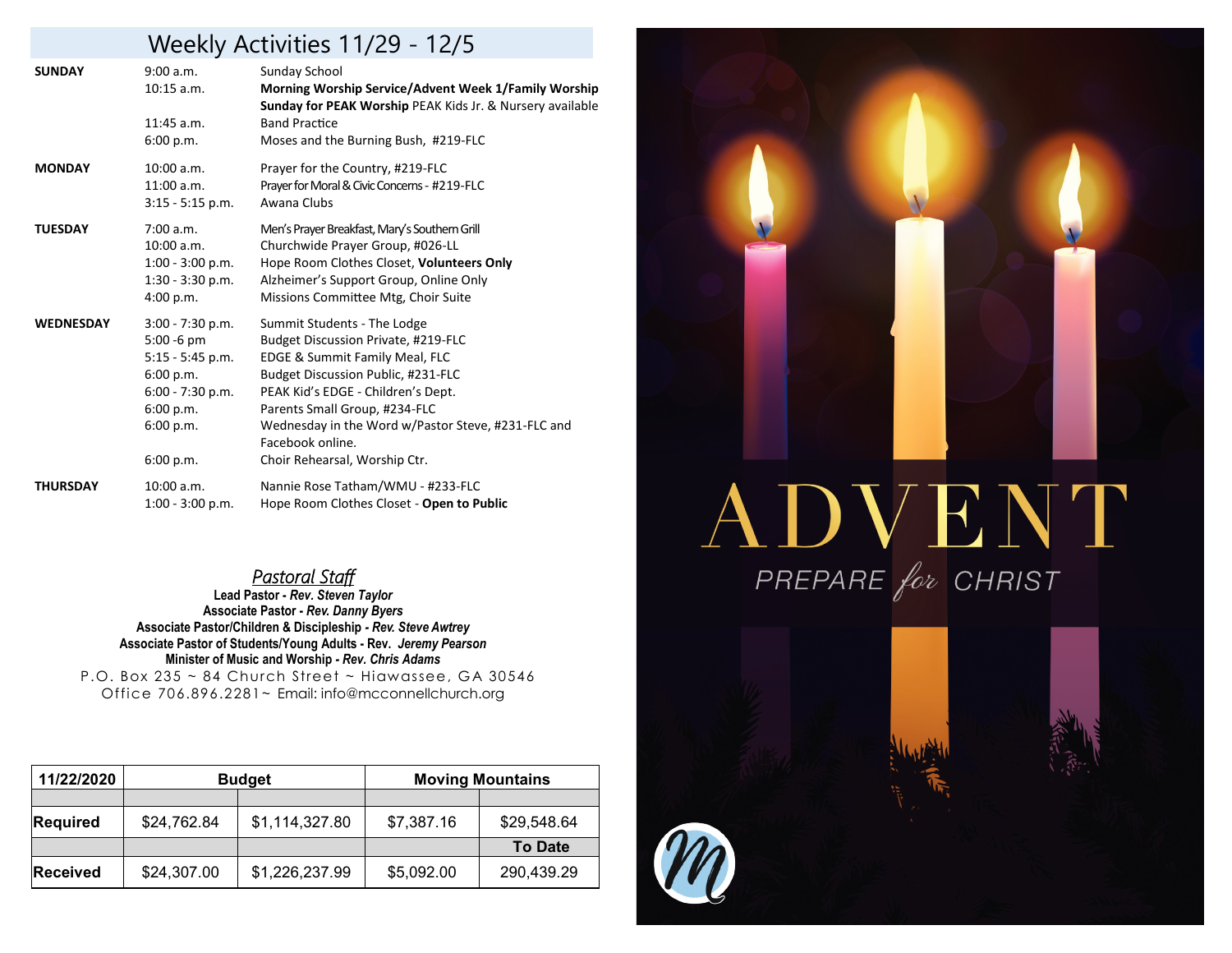## Weekly Activities 11/29 - 12/5

| | | |
|---|---|---|
| **SUNDAY** | 9:00 a.m. | Sunday School |
| | 10:15 a.m. | **Morning Worship Service/Advent Week 1/Family Worship Sunday for PEAK Worship** PEAK Kids Jr. & Nursery available |
| | 11:45 a.m. | Band Practice |
| | 6:00 p.m. | Moses and the Burning Bush, #219-FLC |
| **MONDAY** | 10:00 a.m. | Prayer for the Country, #219-FLC |
| | 11:00 a.m. | Prayer for Moral & Civic Concerns - #219-FLC |
| | 3:15 - 5:15 p.m. | Awana Clubs |
| **TUESDAY** | 7:00 a.m. | Men's Prayer Breakfast, Mary's Southern Grill |
| | 10:00 a.m. | Churchwide Prayer Group, #026-LL |
| | 1:00 - 3:00 p.m. | Hope Room Clothes Closet, **Volunteers Only** |
| | 1:30 - 3:30 p.m. | Alzheimer's Support Group, Online Only |
| | 4:00 p.m. | Missions Committee Mtg, Choir Suite |
| **WEDNESDAY** | 3:00 - 7:30 p.m. | Summit Students - The Lodge |
| | 5:00 -6 pm | Budget Discussion Private, #219-FLC |
| | 5:15 - 5:45 p.m. | EDGE & Summit Family Meal, FLC |
| | 6:00 p.m. | Budget Discussion Public, #231-FLC |
| | 6:00 - 7:30 p.m. | PEAK Kid's EDGE - Children's Dept. |
| | 6:00 p.m. | Parents Small Group, #234-FLC |
| | 6:00 p.m. | Wednesday in the Word w/Pastor Steve, #231-FLC and Facebook online. |
| | 6:00 p.m. | Choir Rehearsal, Worship Ctr. |
| **THURSDAY** | 10:00 a.m. | Nannie Rose Tatham/WMU - #233-FLC |
| | 1:00 - 3:00 p.m. | Hope Room Clothes Closet - **Open to Public** |

### *Pastoral Staff*

**Lead Pastor - *Rev. Steven Taylor***
**Associate Pastor - *Rev. Danny Byers***
**Associate Pastor/Children & Discipleship - *Rev. Steve Awtrey***
**Associate Pastor of Students/Young Adults - Rev. *Jeremy Pearson***
**Minister of Music and Worship - *Rev. Chris Adams***

P.O. Box 235 ~ 84 Church Street ~ Hiawassee, GA 30546
Office 706.896.2281~ Email: info@mcconnellchurch.org

| 11/22/2020 | Budget | | Moving Mountains | |
|---|---|---|---|---|
| | | | | |
| **Required** | $24,762.84 | $1,114,327.80 | $7,387.16 | $29,548.64 |
| | | | | **To Date** |
| **Received** | $24,307.00 | $1,226,237.99 | $5,092.00 | 290,439.29 |

# ADVENT

PREPARE *for* CHRIST